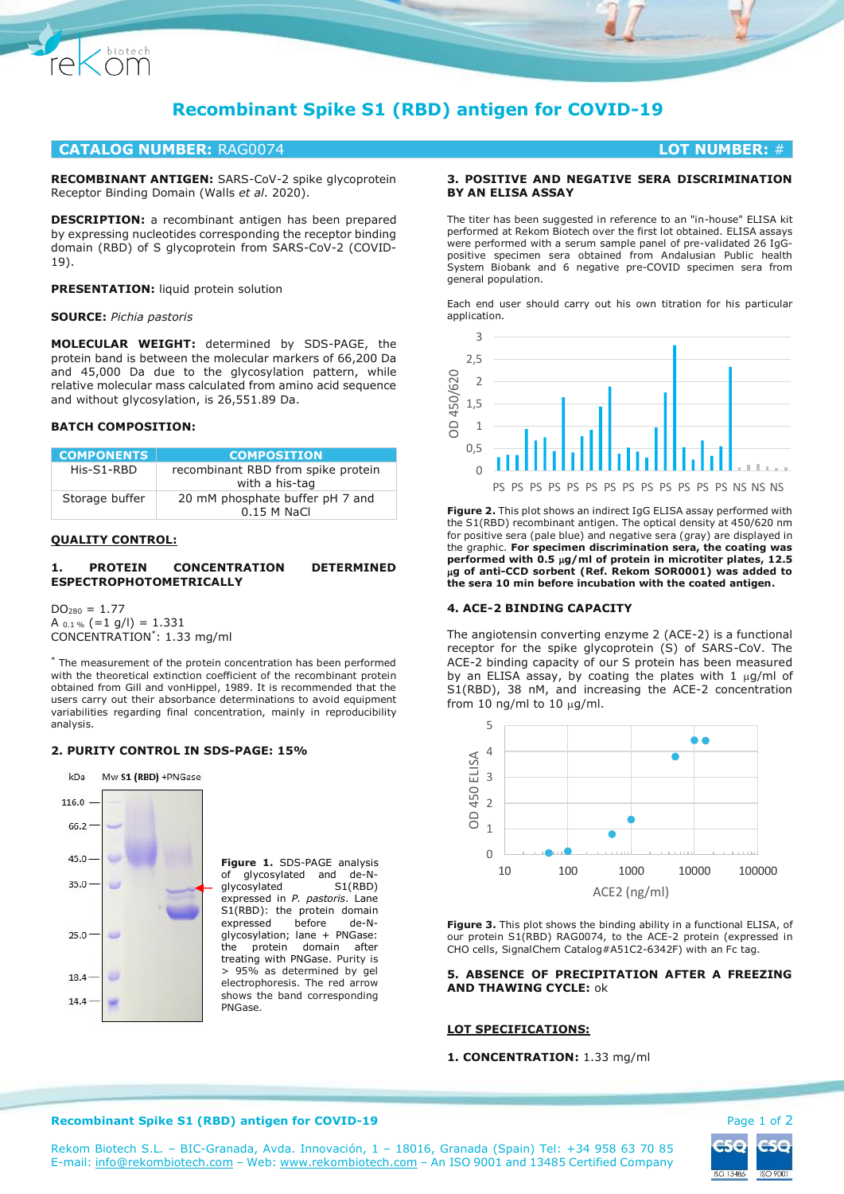# Recombinant Spike S1 (RBD) antigen for COVID-19

**CATALOG NUMBER:** RAG0074 | **LOT NUMBER:** #

**RECOMBINANT ANTIGEN:** SARS-CoV-2 spike glycoprotein Receptor Binding Domain (Walls *et al*. 2020).

**DESCRIPTION:** a recombinant antigen has been prepared by expressing nucleotides corresponding the receptor binding domain (RBD) of S glycoprotein from SARS-CoV-2 (COVID-19).

**PRESENTATION:** liquid protein solution

**SOURCE:** *Pichia pastoris*

**MOLECULAR WEIGHT:** determined by SDS-PAGE, the protein band is between the molecular markers of 66,200 Da and 45,000 Da due to the glycosylation pattern, while relative molecular mass calculated from amino acid sequence and without glycosylation, is 26,551.89 Da.

**BATCH COMPOSITION:**

| COMPONENTS | COMPOSITION |
|---|---|
| His-S1-RBD | recombinant RBD from spike protein with a his-tag |
| Storage buffer | 20 mM phosphate buffer pH 7 and 0.15 M NaCl |

## QUALITY CONTROL:

### 1. PROTEIN CONCENTRATION DETERMINED ESPECTROPHOTOMETRICALLY

$DO_{280}$ = 1.77
$A_{0.1\%}$ (=1 g/l) = 1.331
CONCENTRATION*: 1.33 mg/ml

* The measurement of the protein concentration has been performed with the theoretical extinction coefficient of the recombinant protein obtained from Gill and vonHippel, 1989. It is recommended that the users carry out their absorbance determinations to avoid equipment variabilities regarding final concentration, mainly in reproducibility analysis.

### 2. PURITY CONTROL IN SDS-PAGE: 15%

**Figure 1.** SDS-PAGE analysis of glycosylated and de-N-glycosylated S1(RBD) expressed in *P. pastoris*. Lane S1(RBD): the protein domain expressed before de-N-glycosylation; lane + PNGase: the protein domain after treating with PNGase. Purity is > 95% as determined by gel electrophoresis. The red arrow shows the band corresponding PNGase.

### 3. POSITIVE AND NEGATIVE SERA DISCRIMINATION BY AN ELISA ASSAY

The titer has been suggested in reference to an "in-house" ELISA kit performed at Rekom Biotech over the first lot obtained. ELISA assays were performed with a serum sample panel of pre-validated 26 IgG-positive specimen sera obtained from Andalusian Public health System Biobank and 6 negative pre-COVID specimen sera from general population.

Each end user should carry out his own titration for his particular application.

**Figure 2.** This plot shows an indirect IgG ELISA assay performed with the S1(RBD) recombinant antigen. The optical density at 450/620 nm for positive sera (pale blue) and negative sera (gray) are displayed in the graphic. **For specimen discrimination sera, the coating was performed with 0.5 µg/ml of protein in microtiter plates, 12.5 µg of anti-CCD sorbent (Ref. Rekom SOR0001) was added to the sera 10 min before incubation with the coated antigen.**

### 4. ACE-2 BINDING CAPACITY

The angiotensin converting enzyme 2 (ACE-2) is a functional receptor for the spike glycoprotein (S) of SARS-CoV. The ACE-2 binding capacity of our S protein has been measured by an ELISA assay, by coating the plates with 1 µg/ml of S1(RBD), 38 nM, and increasing the ACE-2 concentration from 10 ng/ml to 10 µg/ml.

**Figure 3.** This plot shows the binding ability in a functional ELISA, of our protein S1(RBD) RAG0074, to the ACE-2 protein (expressed in CHO cells, SignalChem Catalog#A51C2-6342F) with an Fc tag.

### 5. ABSENCE OF PRECIPITATION AFTER A FREEZING AND THAWING CYCLE: ok

## LOT SPECIFICATIONS:

**1. CONCENTRATION:** 1.33 mg/ml

Rekom Biotech S.L. – BIC-Granada, Avda. Innovación, 1 – 18016, Granada (Spain) Tel: +34 958 63 70 85
E-mail: info@rekombiotech.com – Web: www.rekombiotech.com – An ISO 9001 and 13485 Certified Company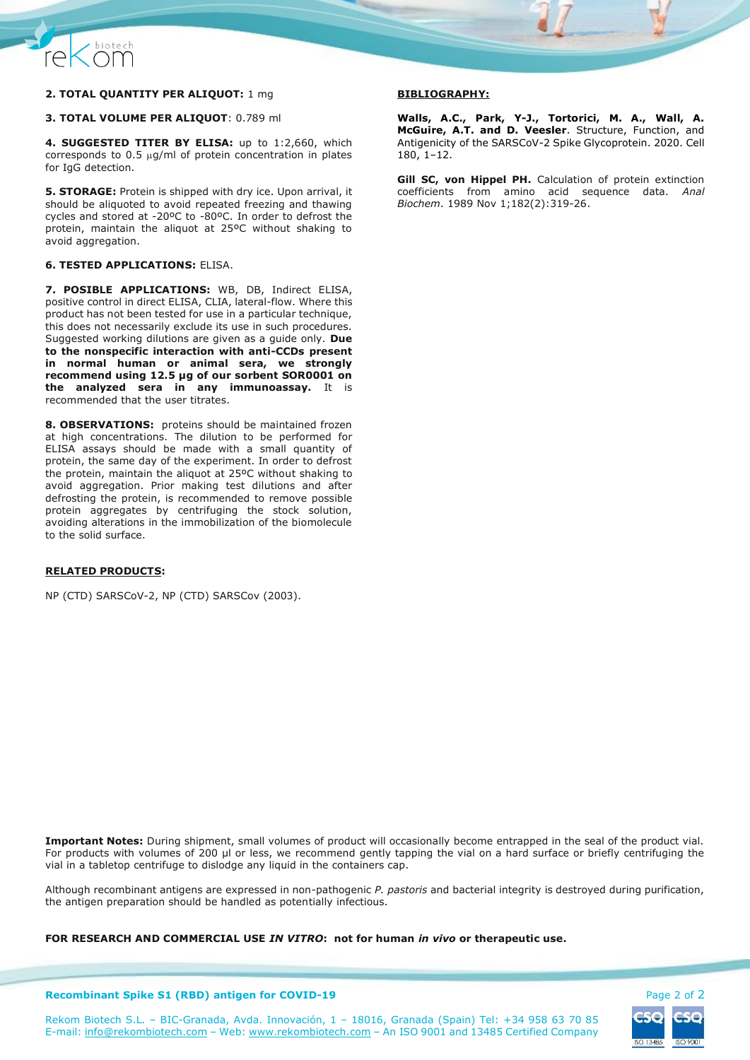**2. TOTAL QUANTITY PER ALIQUOT:** 1 mg

**3. TOTAL VOLUME PER ALIQUOT**: 0.789 ml

**4. SUGGESTED TITER BY ELISA:** up to 1:2,660, which corresponds to 0.5 μg/ml of protein concentration in plates for IgG detection.

**5. STORAGE:** Protein is shipped with dry ice. Upon arrival, it should be aliquoted to avoid repeated freezing and thawing cycles and stored at -20ºC to -80ºC. In order to defrost the protein, maintain the aliquot at 25ºC without shaking to avoid aggregation.

**6. TESTED APPLICATIONS:** ELISA.

**7. POSIBLE APPLICATIONS:** WB, DB, Indirect ELISA, positive control in direct ELISA, CLIA, lateral-flow. Where this product has not been tested for use in a particular technique, this does not necessarily exclude its use in such procedures. Suggested working dilutions are given as a guide only. **Due to the nonspecific interaction with anti-CCDs present in normal human or animal sera, we strongly recommend using 12.5 µg of our sorbent SOR0001 on the analyzed sera in any immunoassay.** It is recommended that the user titrates.

**8. OBSERVATIONS:** proteins should be maintained frozen at high concentrations. The dilution to be performed for ELISA assays should be made with a small quantity of protein, the same day of the experiment. In order to defrost the protein, maintain the aliquot at 25ºC without shaking to avoid aggregation. Prior making test dilutions and after defrosting the protein, is recommended to remove possible protein aggregates by centrifuging the stock solution, avoiding alterations in the immobilization of the biomolecule to the solid surface.

## RELATED PRODUCTS:

NP (CTD) SARSCoV-2, NP (CTD) SARSCov (2003).

## BIBLIOGRAPHY:

**Walls, A.C., Park, Y-J., Tortorici, M. A., Wall, A. McGuire, A.T. and D. Veesler**. Structure, Function, and Antigenicity of the SARSCoV-2 Spike Glycoprotein. 2020. Cell 180, 1–12.

**Gill SC, von Hippel PH.** Calculation of protein extinction coefficients from amino acid sequence data. *Anal Biochem*. 1989 Nov 1;182(2):319-26.

**Important Notes:** During shipment, small volumes of product will occasionally become entrapped in the seal of the product vial. For products with volumes of 200 µl or less, we recommend gently tapping the vial on a hard surface or briefly centrifuging the vial in a tabletop centrifuge to dislodge any liquid in the containers cap.

Although recombinant antigens are expressed in non-pathogenic *P. pastoris* and bacterial integrity is destroyed during purification, the antigen preparation should be handled as potentially infectious.

**FOR RESEARCH AND COMMERCIAL USE *IN VITRO*: not for human *in vivo* or therapeutic use.**